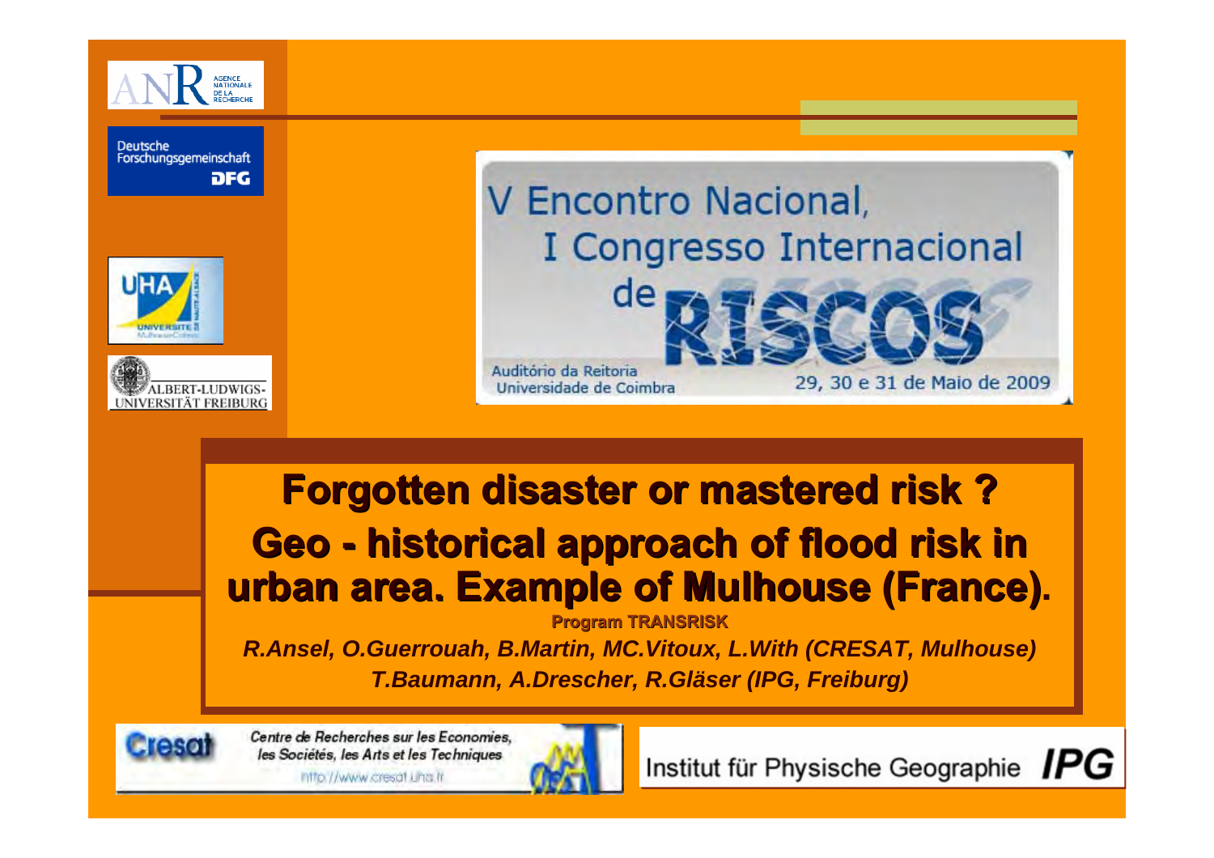ANR AGENCE NATIONALE DE LA RECHERCHE

Deutsche Forschungsgemeinschaft DFG

UHA UNIVERSITE DE HAUTE-ALSACE Mulhouse-Colmar

ALBERT-LUDWIGS-UNIVERSITÄT FREIBURG

V Encontro Nacional, I Congresso Internacional de RISCOS

Auditório da Reitoria Universidade de Coimbra

29, 30 e 31 de Maio de 2009

# Forgotten disaster or mastered risk ?

# Geo - historical approach of flood risk in urban area. Example of Mulhouse (France).

**Program TRANSRISK**

*R.Ansel, O.Guerrouah, B.Martin, MC.Vitoux, L.With (CRESAT, Mulhouse)*

*T.Baumann, A.Drescher, R.Gläser (IPG, Freiburg)*

Cresat — *Centre de Recherches sur les Economies, les Sociétés, les Arts et les Techniques* — http://www.cresat.uha.fr

Institut für Physische Geographie IPG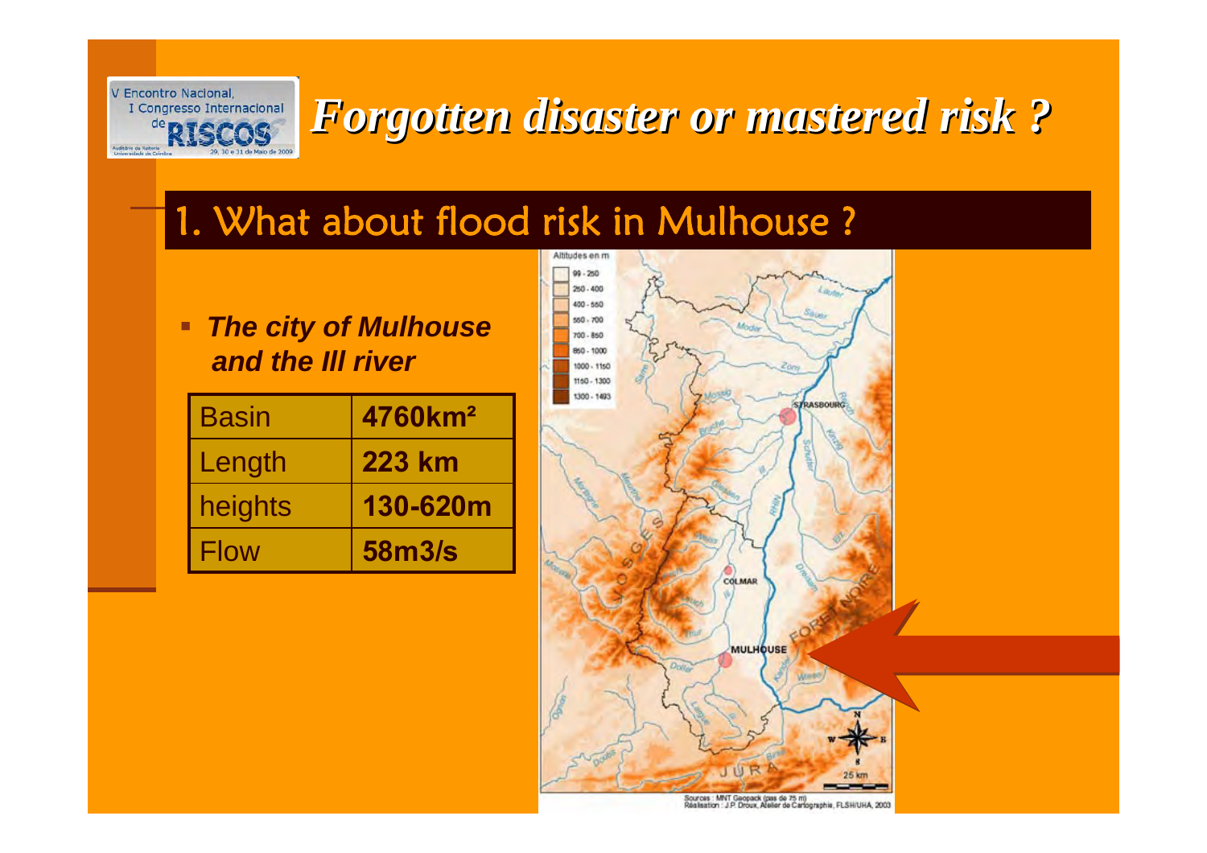# Forgotten disaster or mastered risk ?

## 1. What about flood risk in Mulhouse ?

- ***The city of Mulhouse and the Ill river***

| Basin | **4760km²** |
|---|---|
| Length | **223 km** |
| heights | **130-620m** |
| Flow | **58m3/s** |

Sources : MNT Geopack (pas de 75 m)
Réalisation : J.P. Droux, Atelier de Cartographie, FLSH/UHA, 2003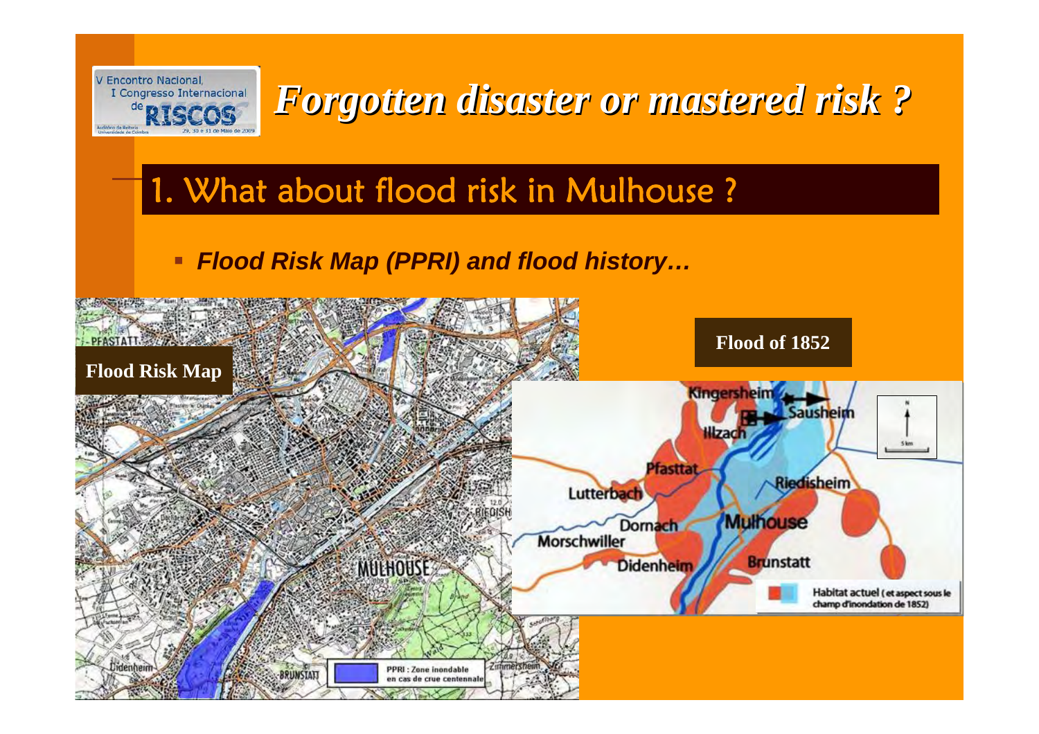# Forgotten disaster or mastered risk ?

## 1. What about flood risk in Mulhouse ?

- ***Flood Risk Map (PPRI) and flood history…***

**Flood Risk Map**

PPRI : Zone inondable en cas de crue centennale

**Flood of 1852**

Habitat actuel (et aspect sous le champ d'inondation de 1852)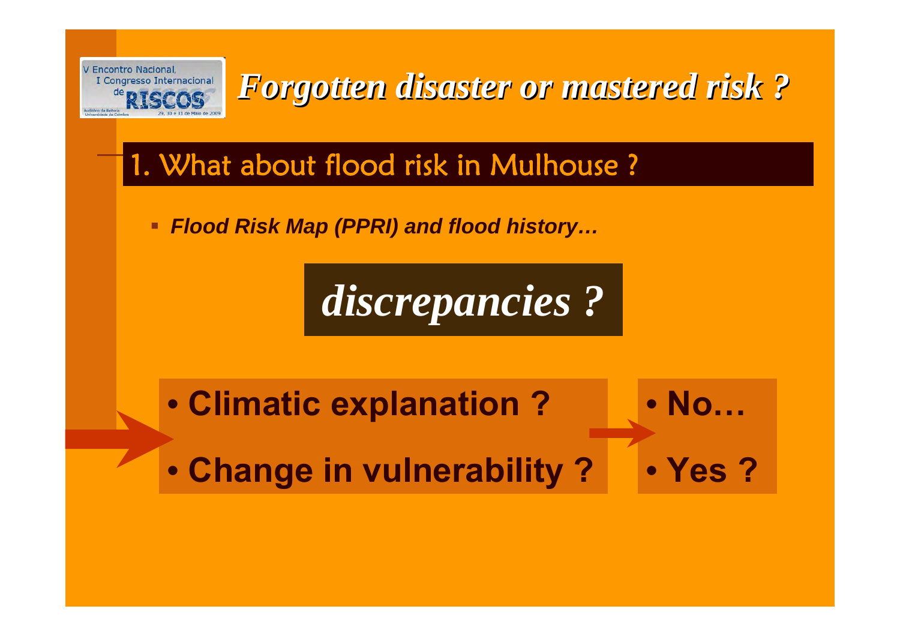# *Forgotten disaster or mastered risk ?*

## 1. What about flood risk in Mulhouse ?

- ***Flood Risk Map (PPRI) and flood history…***

***discrepancies ?***

| | |
|---|---|
| **• Climatic explanation ?** | **• No…** |
| **• Change in vulnerability ?** | **• Yes ?** |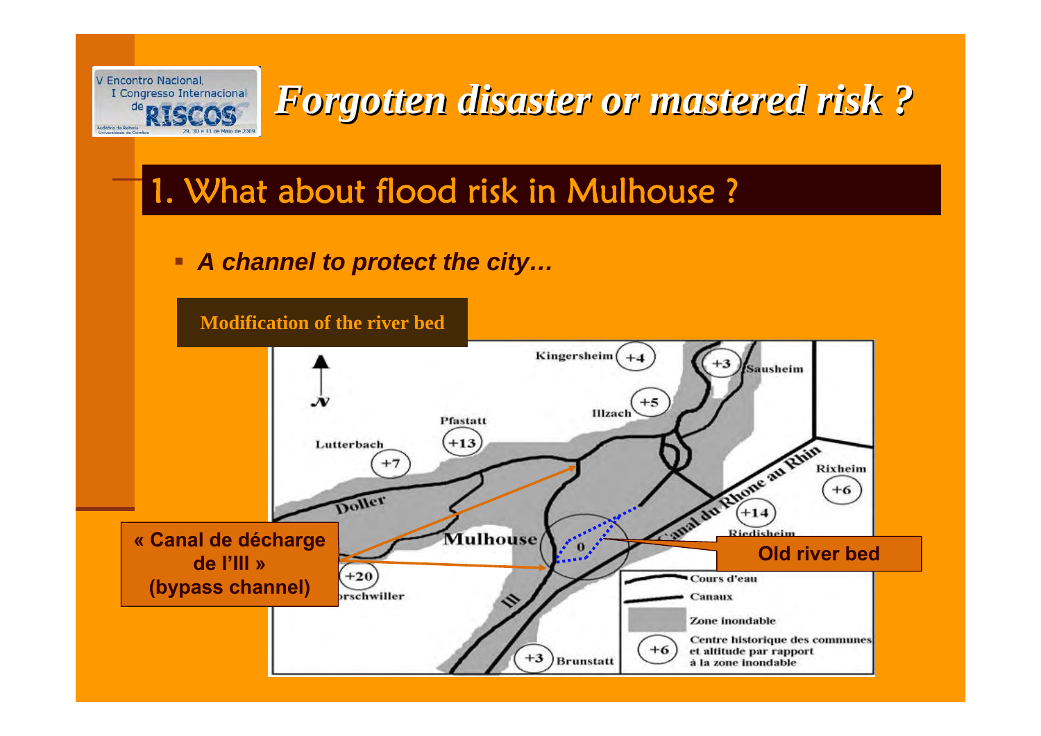# *Forgotten disaster or mastered risk ?*

## 1. What about flood risk in Mulhouse ?

- ***A channel to protect the city…***

**Modification of the river bed**

**« Canal de décharge de l'Ill » (bypass channel)**

**Old river bed**

Kingersheim +4

+3 Sausheim

+5

Illzach

Pfastatt

+13

Lutterbach

+7

Doller

Mulhouse

0

Canal du Rhone au Rhin

Rixheim

+6

+14

Riedisheim

+20

…rschwiller

Ill

+3 Brunstatt

Cours d'eau

Canaux

Zone inondable

+6 Centre historique des communes et altitude par rapport à la zone inondable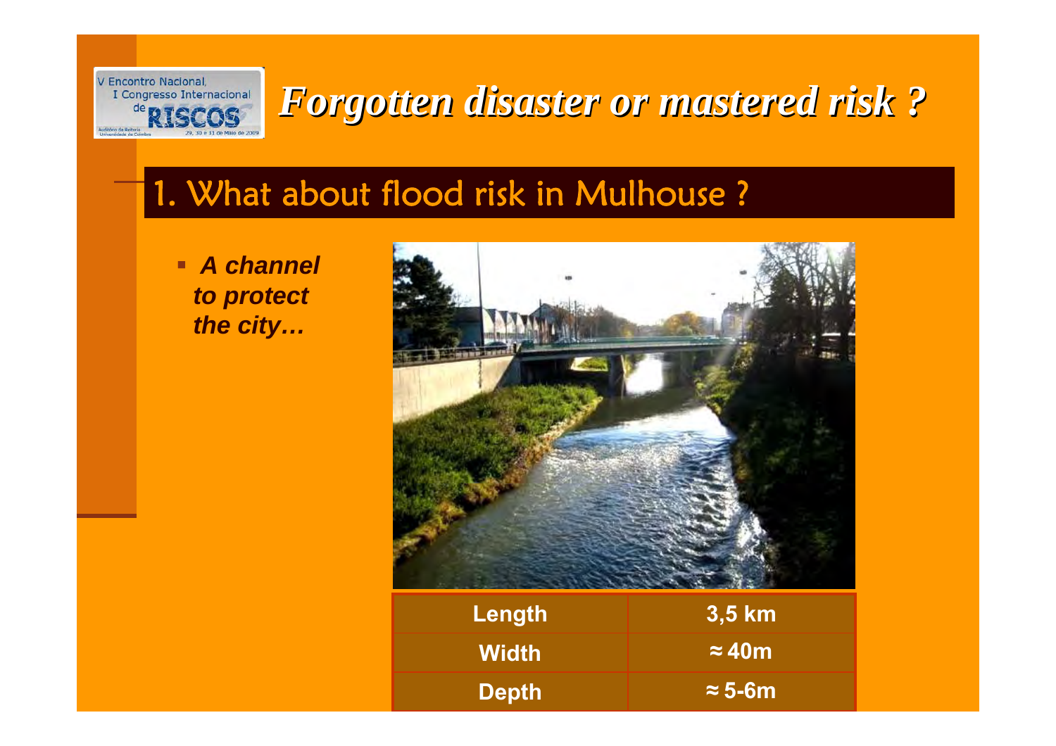# *Forgotten disaster or mastered risk ?*

## 1. What about flood risk in Mulhouse ?

- ***A channel to protect the city…***

| Length | 3,5 km |
|---|---|
| Width | ≈ 40m |
| Depth | ≈ 5-6m |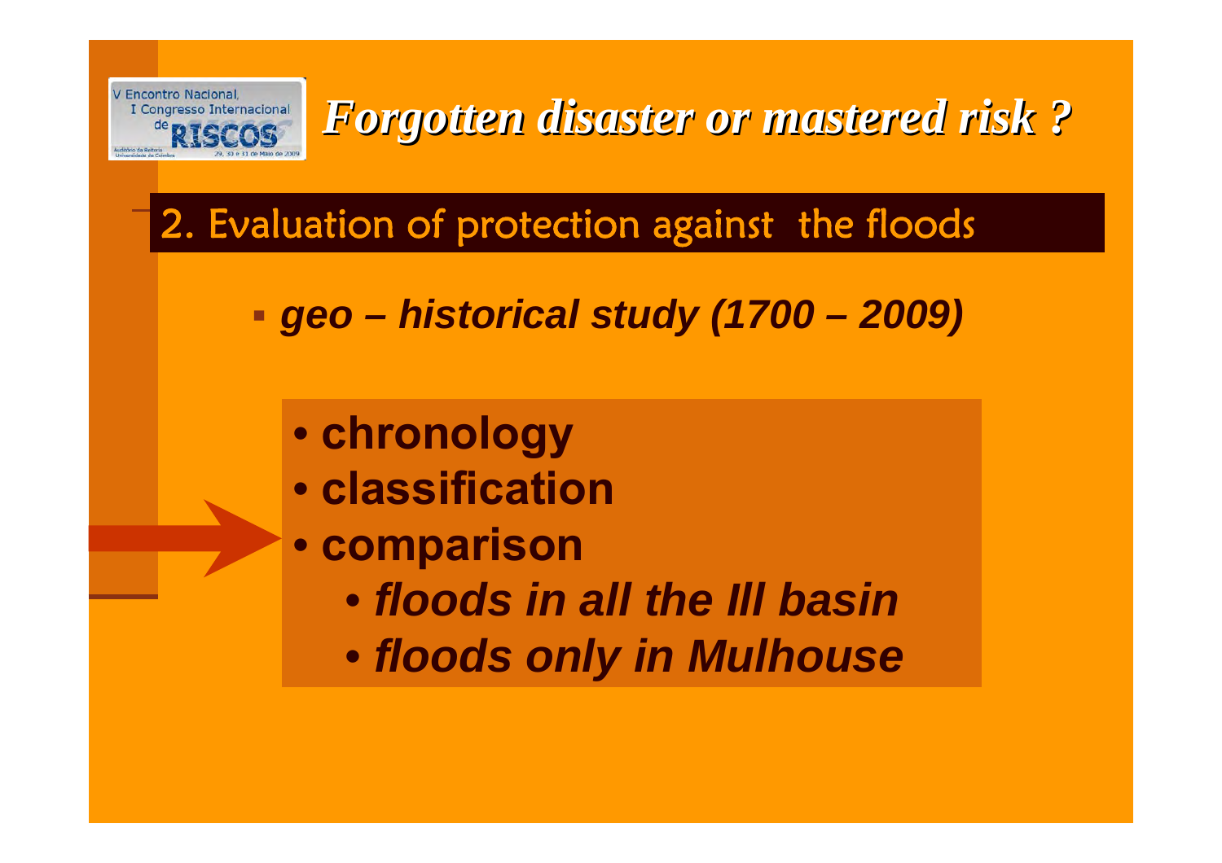# *Forgotten disaster or mastered risk ?*

## 2. Evaluation of protection against the floods

- ***geo – historical study (1700 – 2009)***

- **chronology**
- **classification**
- **comparison**
  - ***floods in all the Ill basin***
  - ***floods only in Mulhouse***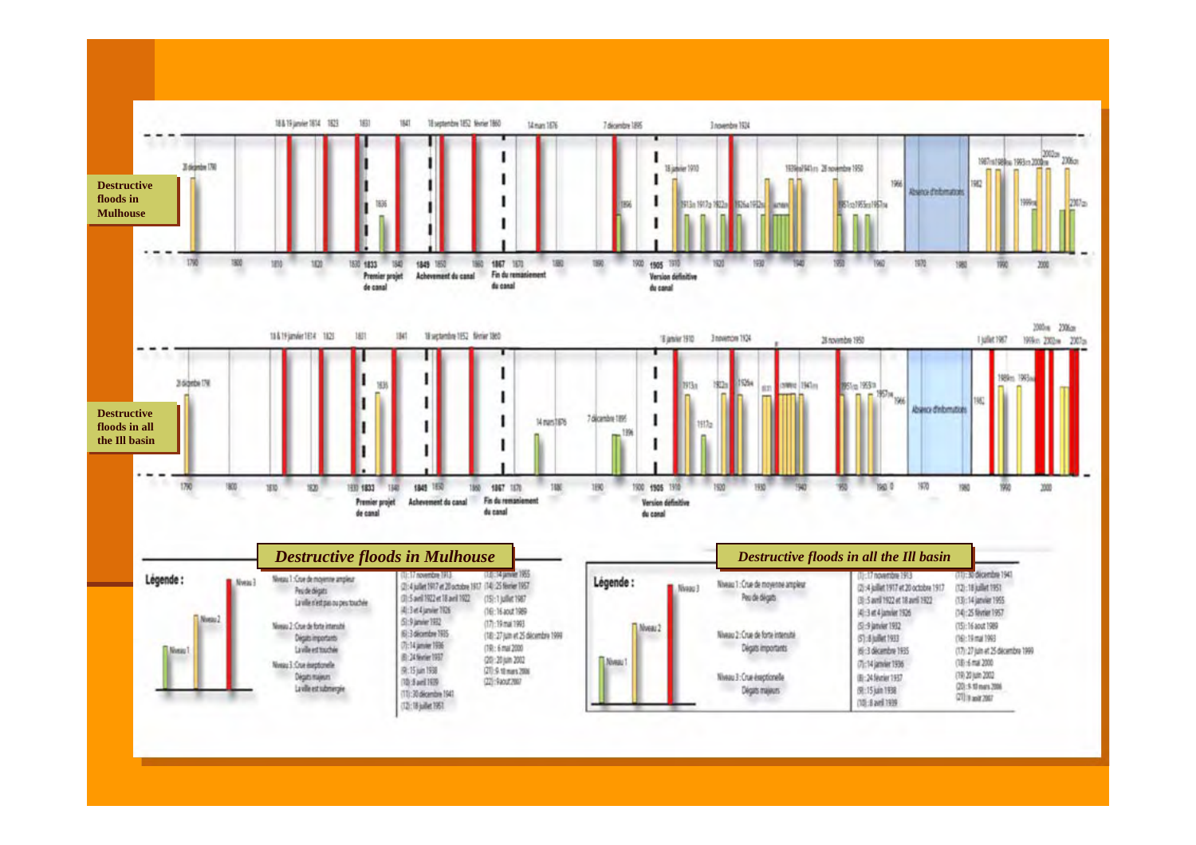Destructive floods in Mulhouse

Destructive floods in all the Ill basin

*Destructive floods in Mulhouse*

*Destructive floods in all the Ill basin*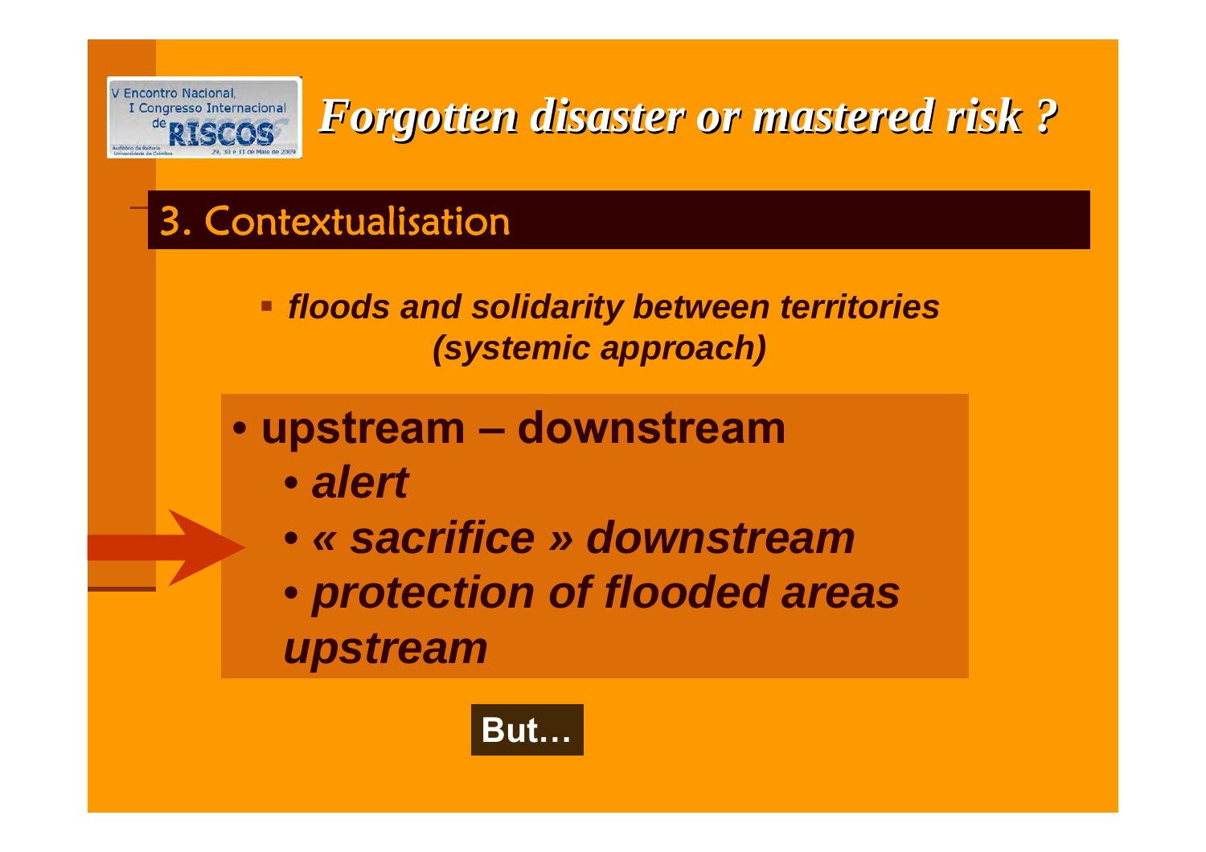# *Forgotten disaster or mastered risk ?*

## 3. Contextualisation

- ***floods and solidarity between territories (systemic approach)***

- **upstream – downstream**
  - ***alert***
  - ***« sacrifice » downstream***
  - ***protection of flooded areas upstream***

**But…**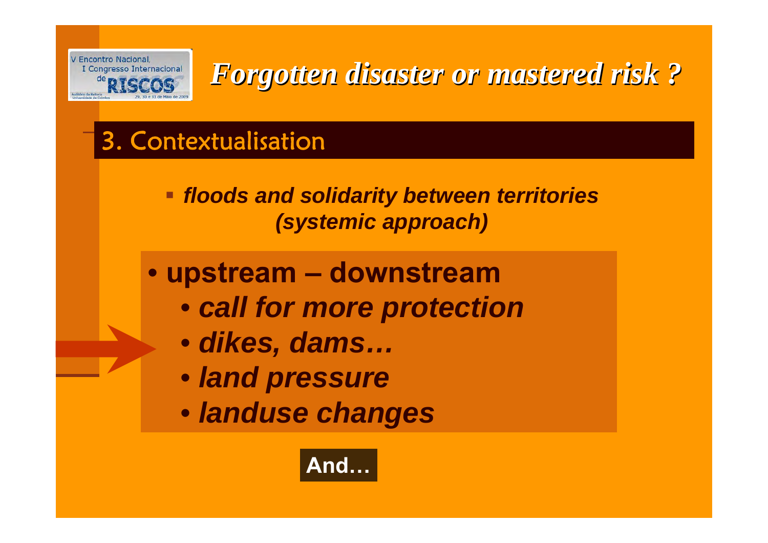# *Forgotten disaster or mastered risk ?*

## 3. Contextualisation

- ***floods and solidarity between territories (systemic approach)***

- **upstream – downstream**
  - ***call for more protection***
  - ***dikes, dams…***
  - ***land pressure***
  - ***landuse changes***

**And…**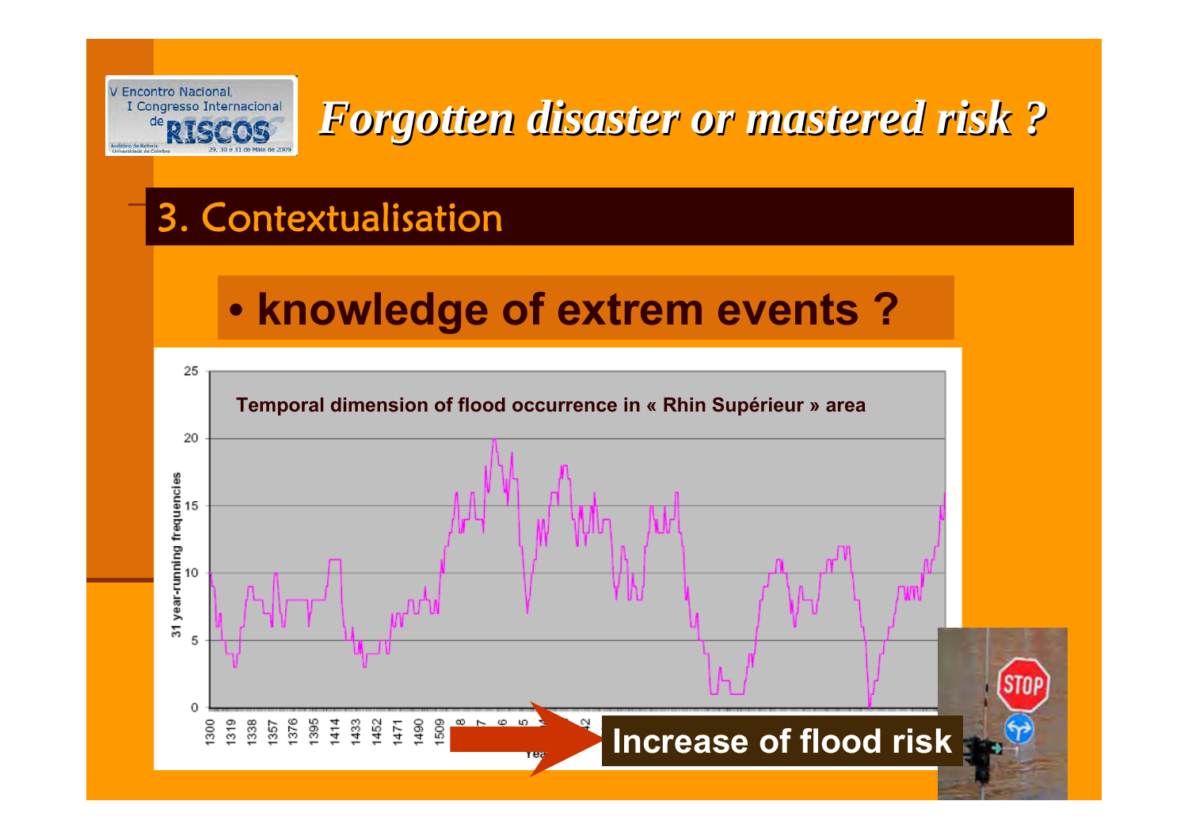# Forgotten disaster or mastered risk ?

## 3. Contextualisation

- **knowledge of extrem events ?**

Temporal dimension of flood occurrence in « Rhin Supérieur » area

**Increase of flood risk**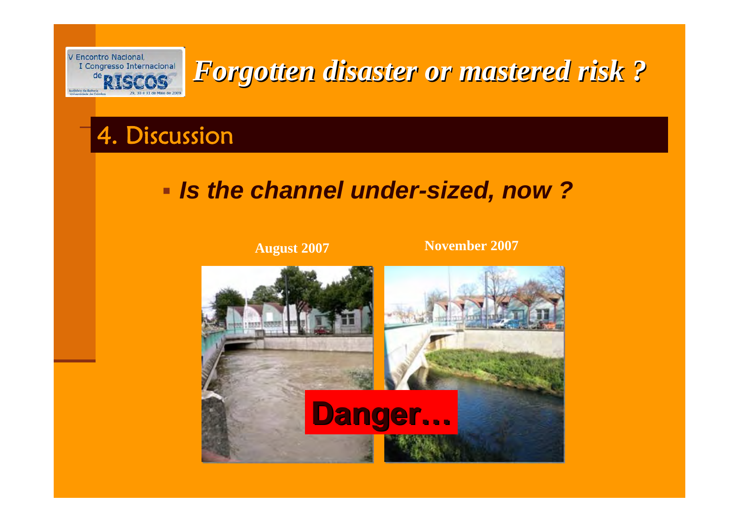# Forgotten disaster or mastered risk ?

## 4. Discussion

- ***Is the channel under-sized, now ?***

**August 2007** **November 2007**

**Danger…**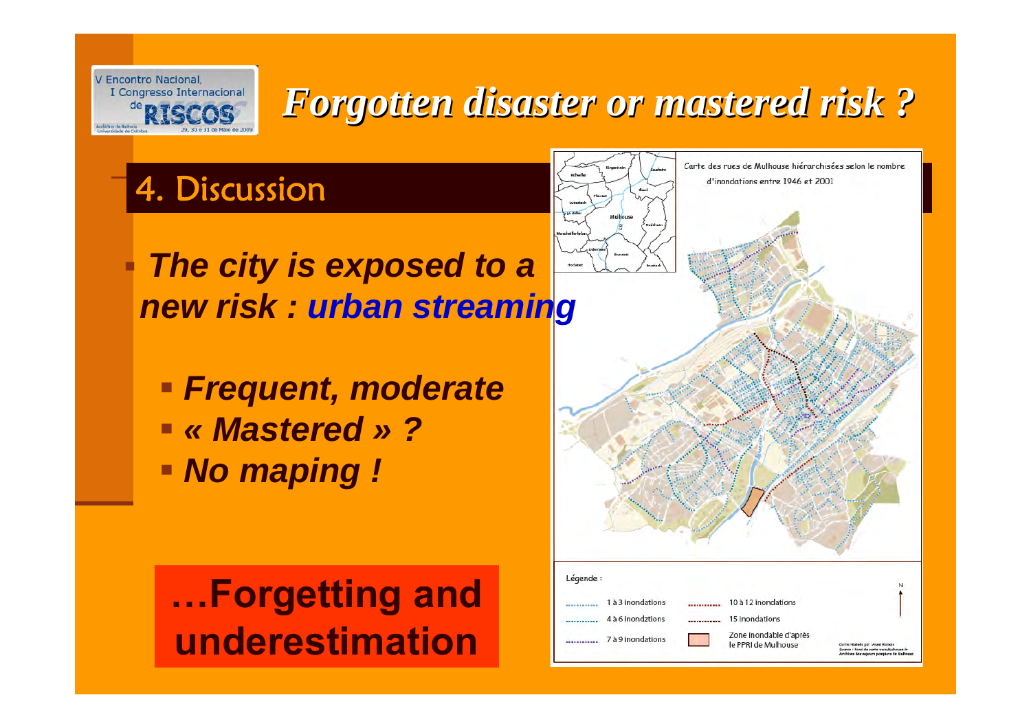# Forgotten disaster or mastered risk ?

## 4. Discussion

- ***The city is exposed to a new risk : urban streaming***
  - ***Frequent, moderate***
  - ***« Mastered » ?***
  - ***No maping !***

**…Forgetting and underestimation**

Carte des rues de Mulhouse hiérarchisées selon le nombre d'inondations entre 1946 et 2001

Légende :

- 1 à 3 inondations
- 4 à 6 inondations
- 7 à 9 inondations
- 10 à 12 inondations
- 15 inondations
- Zone inondable d'après le PPRI de Mulhouse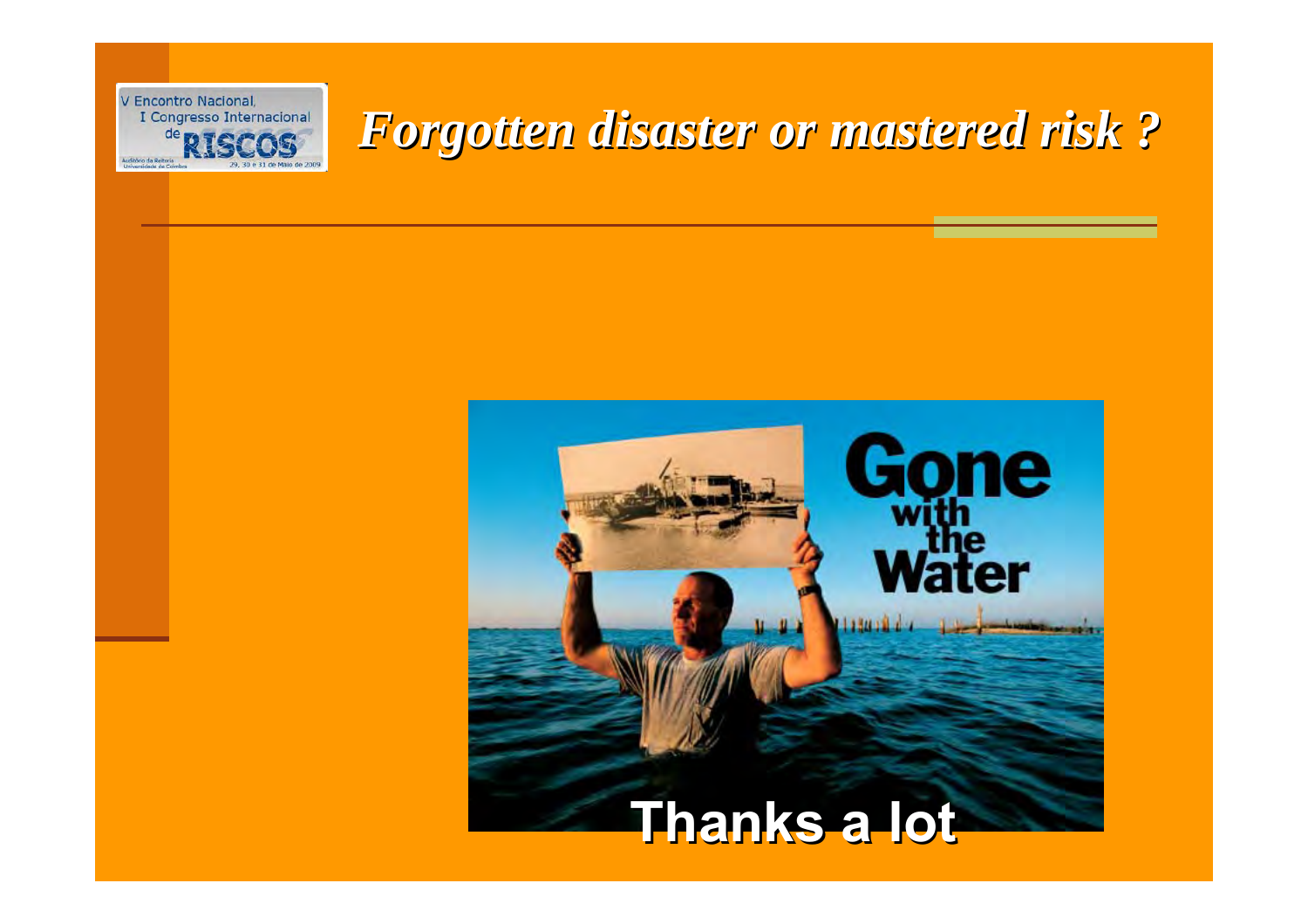# *Forgotten disaster or mastered risk ?*

Thanks a lot